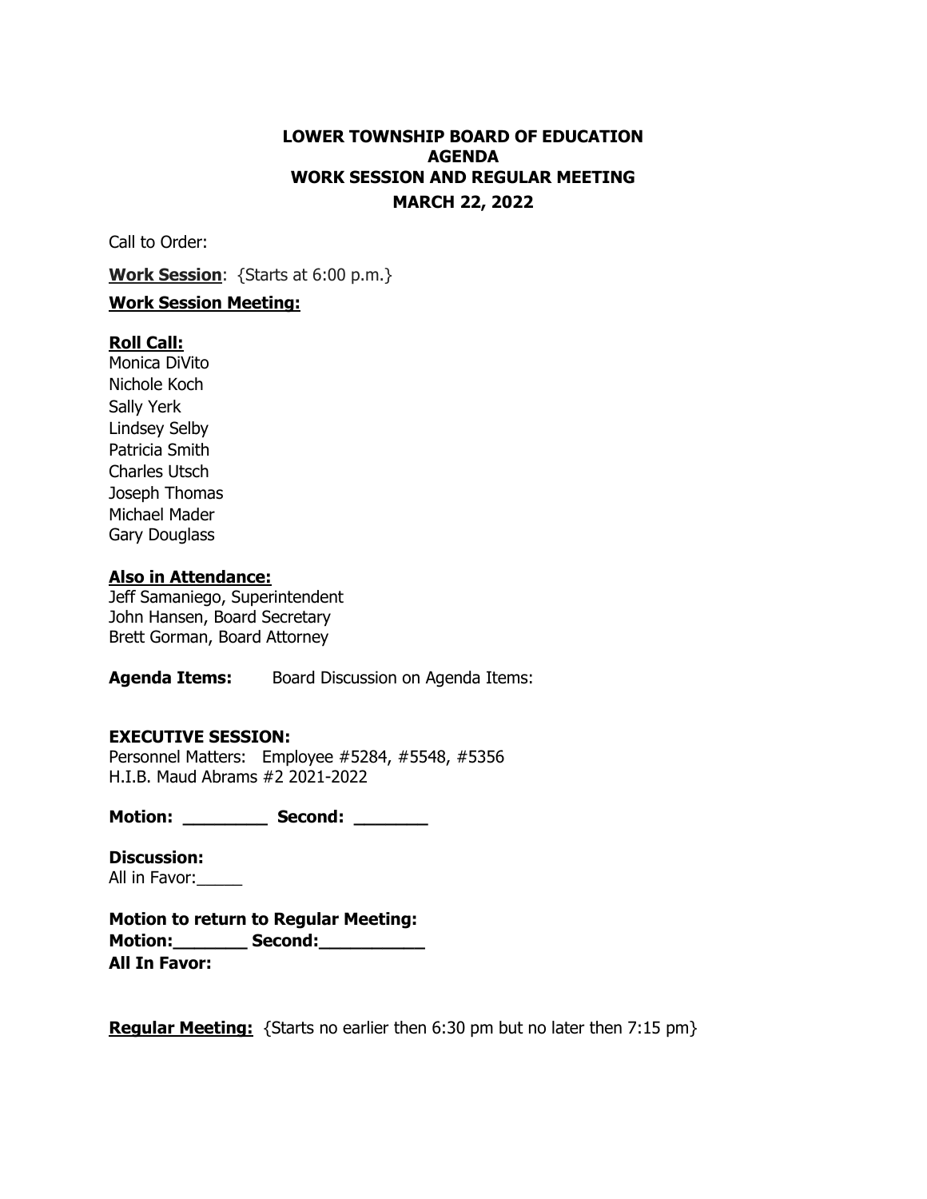**LOWER TOWNSHIP BOARD OF EDUCATION**
**AGENDA**
**WORK SESSION AND REGULAR MEETING**
**MARCH 22, 2022**

Call to Order:

**Work Session**: {Starts at 6:00 p.m.}

**Work Session Meeting:**

**Roll Call:**
Monica DiVito
Nichole Koch
Sally Yerk
Lindsey Selby
Patricia Smith
Charles Utsch
Joseph Thomas
Michael Mader
Gary Douglass

**Also in Attendance:**
Jeff Samaniego, Superintendent
John Hansen, Board Secretary
Brett Gorman, Board Attorney

**Agenda Items:** Board Discussion on Agenda Items:

**EXECUTIVE SESSION:**
Personnel Matters: Employee #5284, #5548, #5356
H.I.B. Maud Abrams #2 2021-2022

**Motion: ________ Second: _______**

**Discussion:**
All in Favor:_____

**Motion to return to Regular Meeting:**
**Motion:_______ Second:__________**
**All In Favor:**

**Regular Meeting:** {Starts no earlier then 6:30 pm but no later then 7:15 pm}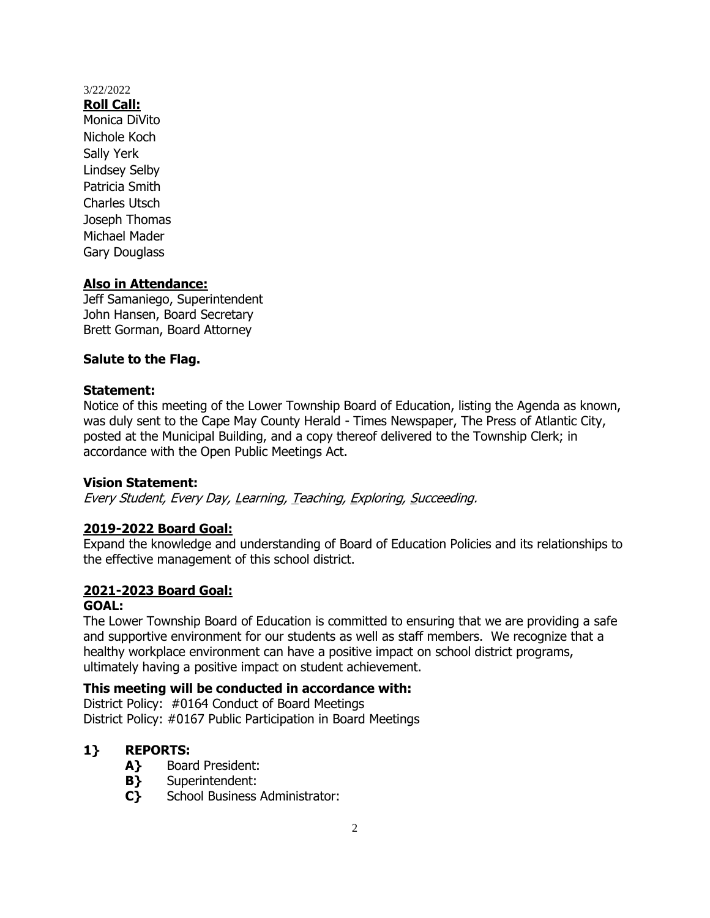3/22/2022

**Roll Call:**

Monica DiVito
Nichole Koch
Sally Yerk
Lindsey Selby
Patricia Smith
Charles Utsch
Joseph Thomas
Michael Mader
Gary Douglass

**Also in Attendance:**

Jeff Samaniego, Superintendent
John Hansen, Board Secretary
Brett Gorman, Board Attorney

**Salute to the Flag.**

**Statement:**

Notice of this meeting of the Lower Township Board of Education, listing the Agenda as known, was duly sent to the Cape May County Herald - Times Newspaper, The Press of Atlantic City, posted at the Municipal Building, and a copy thereof delivered to the Township Clerk; in accordance with the Open Public Meetings Act.

**Vision Statement:**

*Every Student, Every Day, Learning, Teaching, Exploring, Succeeding.*

**2019-2022 Board Goal:**

Expand the knowledge and understanding of Board of Education Policies and its relationships to the effective management of this school district.

**2021-2023 Board Goal:**

**GOAL:**

The Lower Township Board of Education is committed to ensuring that we are providing a safe and supportive environment for our students as well as staff members. We recognize that a healthy workplace environment can have a positive impact on school district programs, ultimately having a positive impact on student achievement.

**This meeting will be conducted in accordance with:**

District Policy: #0164 Conduct of Board Meetings
District Policy: #0167 Public Participation in Board Meetings

**1} REPORTS:**

- **A}** Board President:
- **B}** Superintendent:
- **C}** School Business Administrator: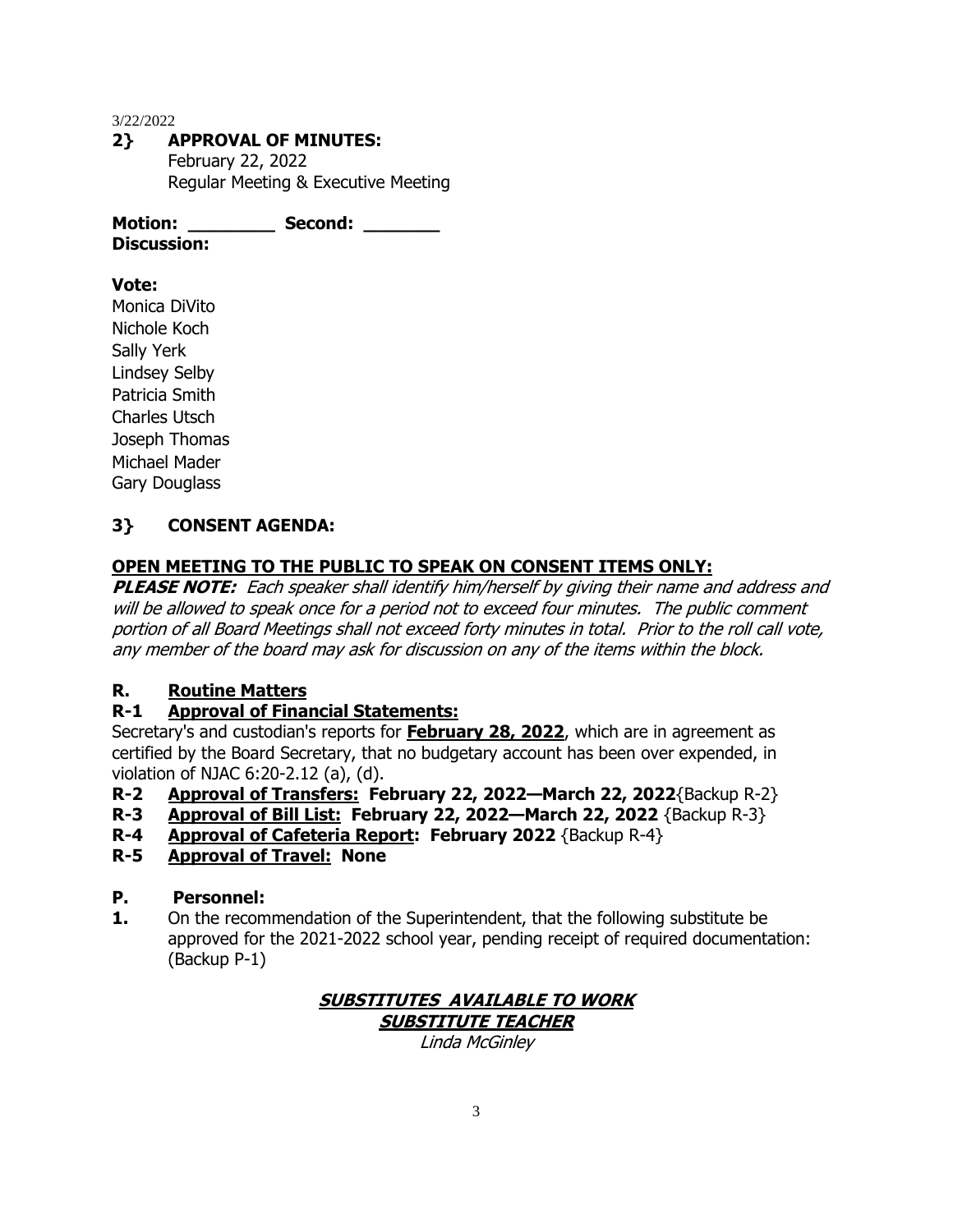3/22/2022

## 2} APPROVAL OF MINUTES:

February 22, 2022
Regular Meeting & Executive Meeting

**Motion: \_\_\_\_\_\_\_\_ Second: \_\_\_\_\_\_\_**
**Discussion:**

**Vote:**
Monica DiVito
Nichole Koch
Sally Yerk
Lindsey Selby
Patricia Smith
Charles Utsch
Joseph Thomas
Michael Mader
Gary Douglass

## 3} CONSENT AGENDA:

**OPEN MEETING TO THE PUBLIC TO SPEAK ON CONSENT ITEMS ONLY:**

***PLEASE NOTE:*** *Each speaker shall identify him/herself by giving their name and address and will be allowed to speak once for a period not to exceed four minutes. The public comment portion of all Board Meetings shall not exceed forty minutes in total. Prior to the roll call vote, any member of the board may ask for discussion on any of the items within the block.*

### R. Routine Matters

**R-1 Approval of Financial Statements:**
Secretary's and custodian's reports for **February 28, 2022**, which are in agreement as certified by the Board Secretary, that no budgetary account has been over expended, in violation of NJAC 6:20-2.12 (a), (d).

**R-2 Approval of Transfers: February 22, 2022—March 22, 2022**{Backup R-2}

**R-3 Approval of Bill List: February 22, 2022—March 22, 2022** {Backup R-3}

**R-4 Approval of Cafeteria Report: February 2022** {Backup R-4}

**R-5 Approval of Travel: None**

### P. Personnel:

**1.** On the recommendation of the Superintendent, that the following substitute be approved for the 2021-2022 school year, pending receipt of required documentation: (Backup P-1)

***SUBSTITUTES AVAILABLE TO WORK***
***SUBSTITUTE TEACHER***
*Linda McGinley*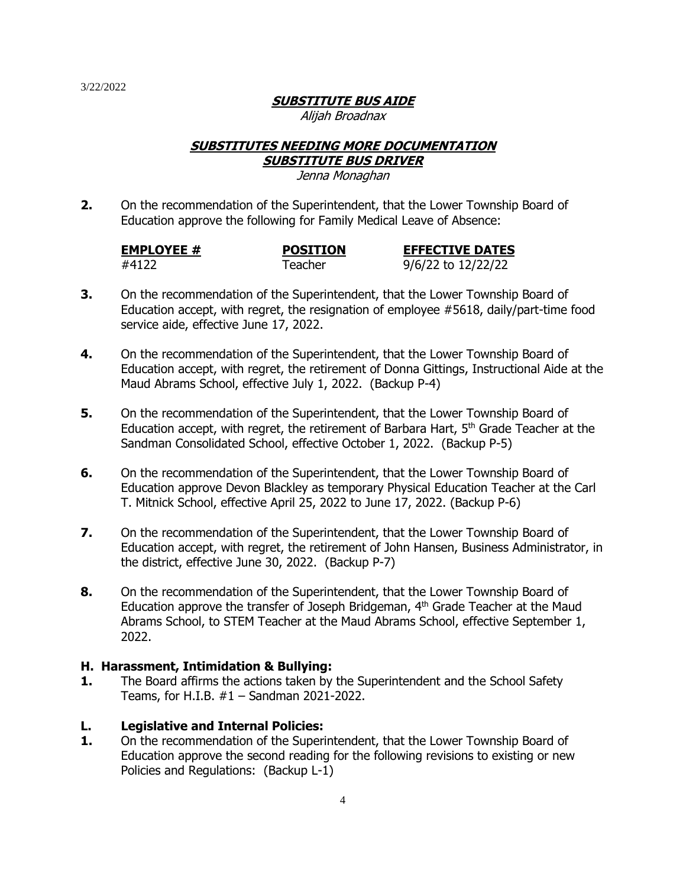3/22/2022

**SUBSTITUTE BUS AIDE**

*Alijah Broadnax*

**SUBSTITUTES NEEDING MORE DOCUMENTATION**

**SUBSTITUTE BUS DRIVER**

*Jenna Monaghan*

**2.** On the recommendation of the Superintendent, that the Lower Township Board of Education approve the following for Family Medical Leave of Absence:

| EMPLOYEE # | POSITION | EFFECTIVE DATES |
|---|---|---|
| #4122 | Teacher | 9/6/22 to 12/22/22 |

**3.** On the recommendation of the Superintendent, that the Lower Township Board of Education accept, with regret, the resignation of employee #5618, daily/part-time food service aide, effective June 17, 2022.

**4.** On the recommendation of the Superintendent, that the Lower Township Board of Education accept, with regret, the retirement of Donna Gittings, Instructional Aide at the Maud Abrams School, effective July 1, 2022. (Backup P-4)

**5.** On the recommendation of the Superintendent, that the Lower Township Board of Education accept, with regret, the retirement of Barbara Hart, 5th Grade Teacher at the Sandman Consolidated School, effective October 1, 2022. (Backup P-5)

**6.** On the recommendation of the Superintendent, that the Lower Township Board of Education approve Devon Blackley as temporary Physical Education Teacher at the Carl T. Mitnick School, effective April 25, 2022 to June 17, 2022. (Backup P-6)

**7.** On the recommendation of the Superintendent, that the Lower Township Board of Education accept, with regret, the retirement of John Hansen, Business Administrator, in the district, effective June 30, 2022. (Backup P-7)

**8.** On the recommendation of the Superintendent, that the Lower Township Board of Education approve the transfer of Joseph Bridgeman, 4th Grade Teacher at the Maud Abrams School, to STEM Teacher at the Maud Abrams School, effective September 1, 2022.

### H. Harassment, Intimidation & Bullying:

**1.** The Board affirms the actions taken by the Superintendent and the School Safety Teams, for H.I.B. #1 – Sandman 2021-2022.

### L. Legislative and Internal Policies:

**1.** On the recommendation of the Superintendent, that the Lower Township Board of Education approve the second reading for the following revisions to existing or new Policies and Regulations: (Backup L-1)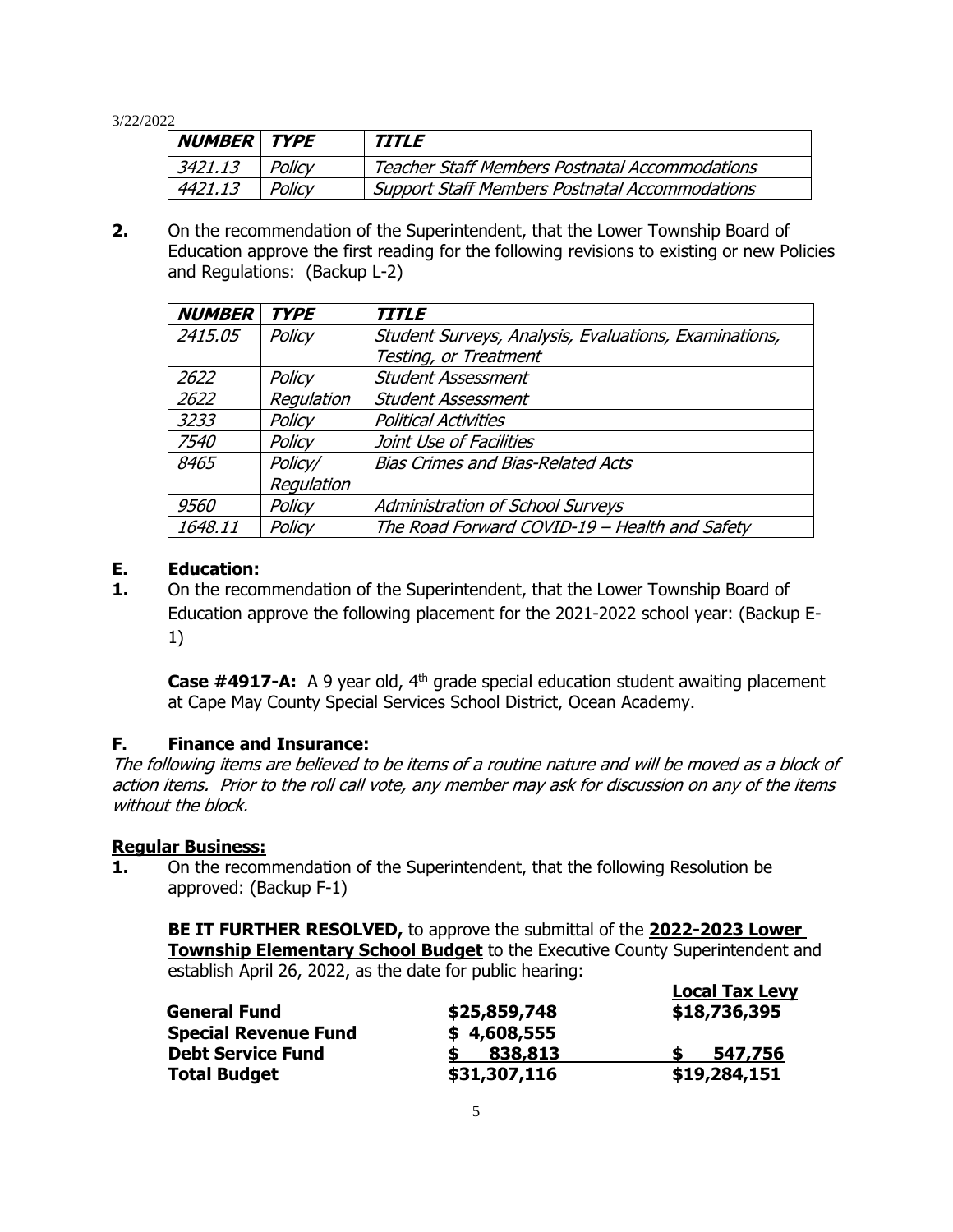3/22/2022

| ***NUMBER*** | ***TYPE*** | ***TITLE*** |
|---|---|---|
| *3421.13* | *Policy* | *Teacher Staff Members Postnatal Accommodations* |
| *4421.13* | *Policy* | *Support Staff Members Postnatal Accommodations* |

**2.** On the recommendation of the Superintendent, that the Lower Township Board of Education approve the first reading for the following revisions to existing or new Policies and Regulations: (Backup L-2)

| ***NUMBER*** | ***TYPE*** | ***TITLE*** |
|---|---|---|
| *2415.05* | *Policy* | *Student Surveys, Analysis, Evaluations, Examinations, Testing, or Treatment* |
| *2622* | *Policy* | *Student Assessment* |
| *2622* | *Regulation* | *Student Assessment* |
| *3233* | *Policy* | *Political Activities* |
| *7540* | *Policy* | *Joint Use of Facilities* |
| *8465* | *Policy/ Regulation* | *Bias Crimes and Bias-Related Acts* |
| *9560* | *Policy* | *Administration of School Surveys* |
| *1648.11* | *Policy* | *The Road Forward COVID-19 – Health and Safety* |

## E. Education:

**1.** On the recommendation of the Superintendent, that the Lower Township Board of Education approve the following placement for the 2021-2022 school year: (Backup E-1)

**Case #4917-A:** A 9 year old, 4th grade special education student awaiting placement at Cape May County Special Services School District, Ocean Academy.

## F. Finance and Insurance:

*The following items are believed to be items of a routine nature and will be moved as a block of action items. Prior to the roll call vote, any member may ask for discussion on any of the items without the block.*

**Regular Business:**

**1.** On the recommendation of the Superintendent, that the following Resolution be approved: (Backup F-1)

**BE IT FURTHER RESOLVED,** to approve the submittal of the **2022-2023 Lower Township Elementary School Budget** to the Executive County Superintendent and establish April 26, 2022, as the date for public hearing:

| | | **Local Tax Levy** |
|---|---|---|
| **General Fund** | **$25,859,748** | **$18,736,395** |
| **Special Revenue Fund** | **$ 4,608,555** | |
| **Debt Service Fund** | **$ 838,813** | **$ 547,756** |
| **Total Budget** | **$31,307,116** | **$19,284,151** |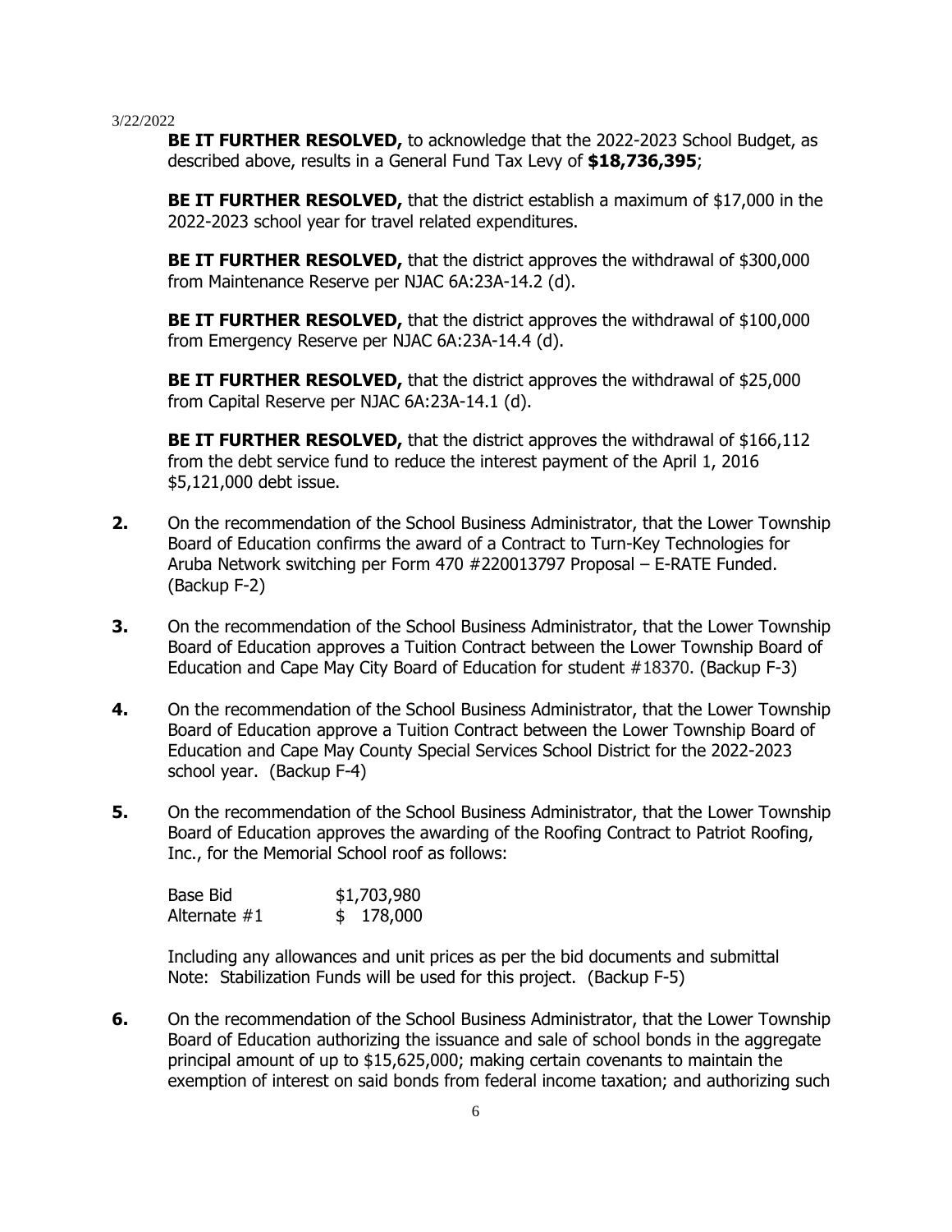3/22/2022

**BE IT FURTHER RESOLVED,** to acknowledge that the 2022-2023 School Budget, as described above, results in a General Fund Tax Levy of **$18,736,395**;

**BE IT FURTHER RESOLVED,** that the district establish a maximum of $17,000 in the 2022-2023 school year for travel related expenditures.

**BE IT FURTHER RESOLVED,** that the district approves the withdrawal of $300,000 from Maintenance Reserve per NJAC 6A:23A-14.2 (d).

**BE IT FURTHER RESOLVED,** that the district approves the withdrawal of $100,000 from Emergency Reserve per NJAC 6A:23A-14.4 (d).

**BE IT FURTHER RESOLVED,** that the district approves the withdrawal of $25,000 from Capital Reserve per NJAC 6A:23A-14.1 (d).

**BE IT FURTHER RESOLVED,** that the district approves the withdrawal of $166,112 from the debt service fund to reduce the interest payment of the April 1, 2016 $5,121,000 debt issue.

**2.** On the recommendation of the School Business Administrator, that the Lower Township Board of Education confirms the award of a Contract to Turn-Key Technologies for Aruba Network switching per Form 470 #220013797 Proposal – E-RATE Funded. (Backup F-2)

**3.** On the recommendation of the School Business Administrator, that the Lower Township Board of Education approves a Tuition Contract between the Lower Township Board of Education and Cape May City Board of Education for student #18370. (Backup F-3)

**4.** On the recommendation of the School Business Administrator, that the Lower Township Board of Education approve a Tuition Contract between the Lower Township Board of Education and Cape May County Special Services School District for the 2022-2023 school year. (Backup F-4)

**5.** On the recommendation of the School Business Administrator, that the Lower Township Board of Education approves the awarding of the Roofing Contract to Patriot Roofing, Inc., for the Memorial School roof as follows:

| | |
|---|---|
| Base Bid | $1,703,980 |
| Alternate #1 | $ 178,000 |

Including any allowances and unit prices as per the bid documents and submittal Note: Stabilization Funds will be used for this project. (Backup F-5)

**6.** On the recommendation of the School Business Administrator, that the Lower Township Board of Education authorizing the issuance and sale of school bonds in the aggregate principal amount of up to $15,625,000; making certain covenants to maintain the exemption of interest on said bonds from federal income taxation; and authorizing such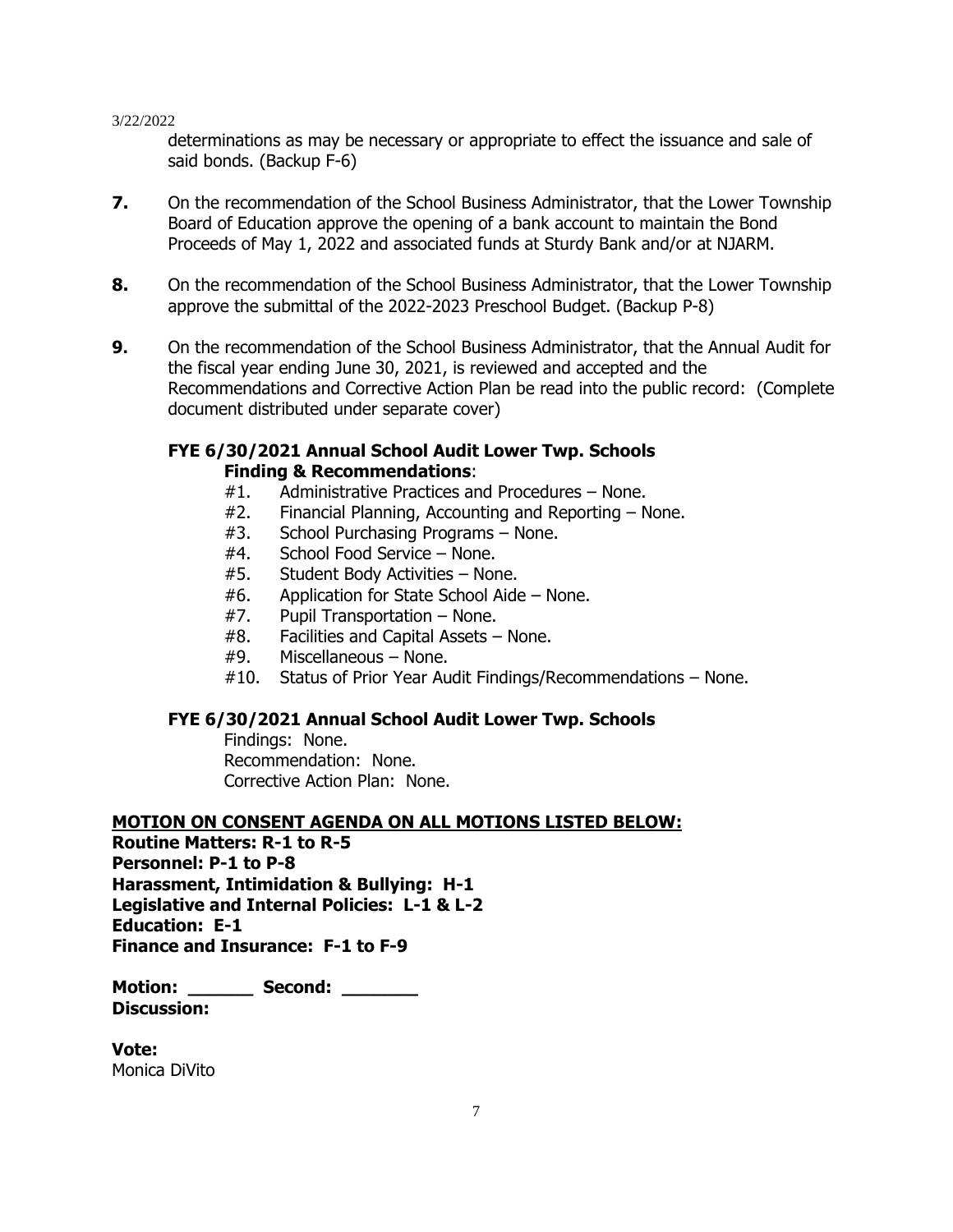determinations as may be necessary or appropriate to effect the issuance and sale of said bonds. (Backup F-6)

**7.** On the recommendation of the School Business Administrator, that the Lower Township Board of Education approve the opening of a bank account to maintain the Bond Proceeds of May 1, 2022 and associated funds at Sturdy Bank and/or at NJARM.

**8.** On the recommendation of the School Business Administrator, that the Lower Township approve the submittal of the 2022-2023 Preschool Budget. (Backup P-8)

**9.** On the recommendation of the School Business Administrator, that the Annual Audit for the fiscal year ending June 30, 2021, is reviewed and accepted and the Recommendations and Corrective Action Plan be read into the public record: (Complete document distributed under separate cover)

**FYE 6/30/2021 Annual School Audit Lower Twp. Schools**
**Finding & Recommendations**:

- #1. Administrative Practices and Procedures – None.
- #2. Financial Planning, Accounting and Reporting – None.
- #3. School Purchasing Programs – None.
- #4. School Food Service – None.
- #5. Student Body Activities – None.
- #6. Application for State School Aide – None.
- #7. Pupil Transportation – None.
- #8. Facilities and Capital Assets – None.
- #9. Miscellaneous – None.
- #10. Status of Prior Year Audit Findings/Recommendations – None.

**FYE 6/30/2021 Annual School Audit Lower Twp. Schools**

Findings: None.
Recommendation: None.
Corrective Action Plan: None.

**MOTION ON CONSENT AGENDA ON ALL MOTIONS LISTED BELOW:**

**Routine Matters: R-1 to R-5**
**Personnel: P-1 to P-8**
**Harassment, Intimidation & Bullying: H-1**
**Legislative and Internal Policies: L-1 & L-2**
**Education: E-1**
**Finance and Insurance: F-1 to F-9**

**Motion: ______ Second: _______**
**Discussion:**

**Vote:**
Monica DiVito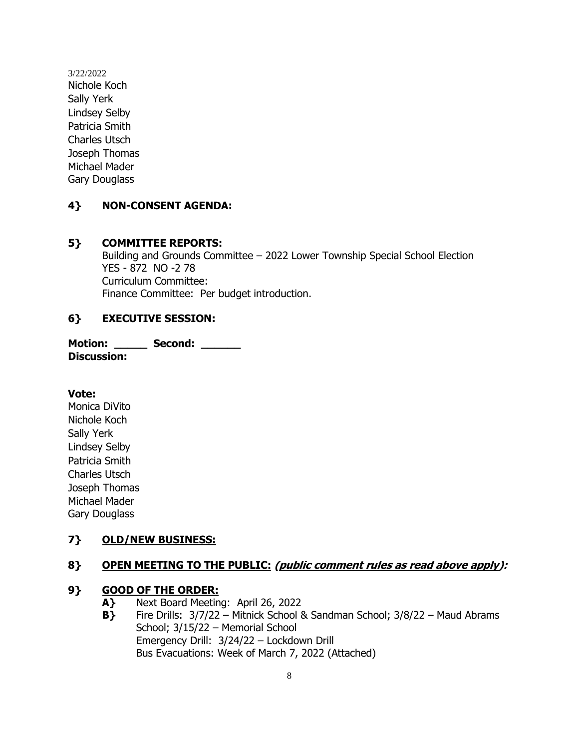3/22/2022

Nichole Koch
Sally Yerk
Lindsey Selby
Patricia Smith
Charles Utsch
Joseph Thomas
Michael Mader
Gary Douglass

**4} NON-CONSENT AGENDA:**

**5} COMMITTEE REPORTS:**

Building and Grounds Committee – 2022 Lower Township Special School Election
YES - 872 NO -2 78
Curriculum Committee:
Finance Committee: Per budget introduction.

**6} EXECUTIVE SESSION:**

**Motion: _____ Second: ______**
**Discussion:**

**Vote:**
Monica DiVito
Nichole Koch
Sally Yerk
Lindsey Selby
Patricia Smith
Charles Utsch
Joseph Thomas
Michael Mader
Gary Douglass

**7} OLD/NEW BUSINESS:**

**8} OPEN MEETING TO THE PUBLIC: *(public comment rules as read above apply):***

**9} GOOD OF THE ORDER:**

**A}** Next Board Meeting: April 26, 2022

**B}** Fire Drills: 3/7/22 – Mitnick School & Sandman School; 3/8/22 – Maud Abrams School; 3/15/22 – Memorial School
Emergency Drill: 3/24/22 – Lockdown Drill
Bus Evacuations: Week of March 7, 2022 (Attached)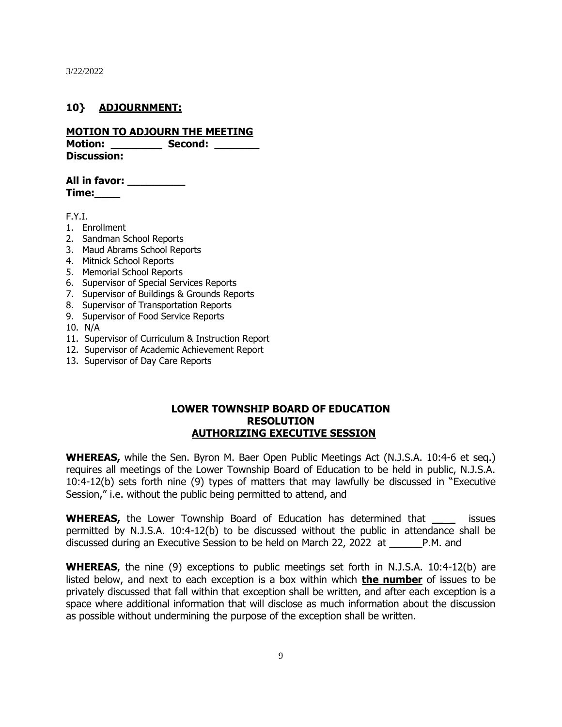3/22/2022

## 10} ADJOURNMENT:

**MOTION TO ADJOURN THE MEETING**

**Motion: ________ Second: _______**

**Discussion:**

**All in favor: _________**

**Time:____**

F.Y.I.

1. Enrollment
2. Sandman School Reports
3. Maud Abrams School Reports
4. Mitnick School Reports
5. Memorial School Reports
6. Supervisor of Special Services Reports
7. Supervisor of Buildings & Grounds Reports
8. Supervisor of Transportation Reports
9. Supervisor of Food Service Reports
10. N/A
11. Supervisor of Curriculum & Instruction Report
12. Supervisor of Academic Achievement Report
13. Supervisor of Day Care Reports

**LOWER TOWNSHIP BOARD OF EDUCATION**
**RESOLUTION**
**AUTHORIZING EXECUTIVE SESSION**

**WHEREAS,** while the Sen. Byron M. Baer Open Public Meetings Act (N.J.S.A. 10:4-6 et seq.) requires all meetings of the Lower Township Board of Education to be held in public, N.J.S.A. 10:4-12(b) sets forth nine (9) types of matters that may lawfully be discussed in "Executive Session," i.e. without the public being permitted to attend, and

**WHEREAS,** the Lower Township Board of Education has determined that ____ issues permitted by N.J.S.A. 10:4-12(b) to be discussed without the public in attendance shall be discussed during an Executive Session to be held on March 22, 2022 at ______P.M. and

**WHEREAS**, the nine (9) exceptions to public meetings set forth in N.J.S.A. 10:4-12(b) are listed below, and next to each exception is a box within which **the number** of issues to be privately discussed that fall within that exception shall be written, and after each exception is a space where additional information that will disclose as much information about the discussion as possible without undermining the purpose of the exception shall be written.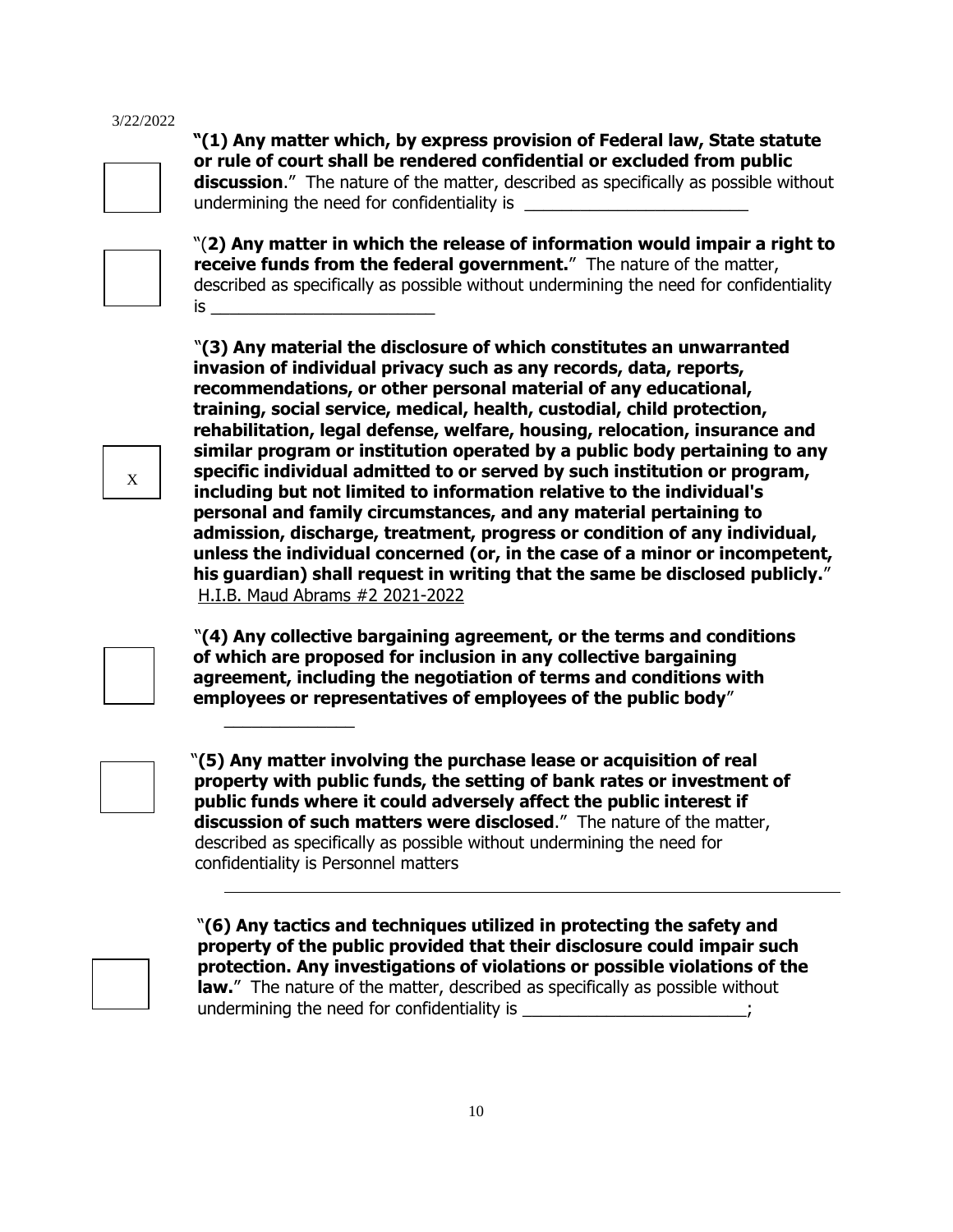3/22/2022

☐ **"(1) Any matter which, by express provision of Federal law, State statute or rule of court shall be rendered confidential or excluded from public discussion**." The nature of the matter, described as specifically as possible without undermining the need for confidentiality is ________________________

☐ "(**2) Any matter in which the release of information would impair a right to receive funds from the federal government.**" The nature of the matter, described as specifically as possible without undermining the need for confidentiality is ________________________

☒ "**(3) Any material the disclosure of which constitutes an unwarranted invasion of individual privacy such as any records, data, reports, recommendations, or other personal material of any educational, training, social service, medical, health, custodial, child protection, rehabilitation, legal defense, welfare, housing, relocation, insurance and similar program or institution operated by a public body pertaining to any specific individual admitted to or served by such institution or program, including but not limited to information relative to the individual's personal and family circumstances, and any material pertaining to admission, discharge, treatment, progress or condition of any individual, unless the individual concerned (or, in the case of a minor or incompetent, his guardian) shall request in writing that the same be disclosed publicly.**" H.I.B. Maud Abrams #2 2021-2022

☐ "**(4) Any collective bargaining agreement, or the terms and conditions of which are proposed for inclusion in any collective bargaining agreement, including the negotiation of terms and conditions with employees or representatives of employees of the public body**"

_____________

☐ "**(5) Any matter involving the purchase lease or acquisition of real property with public funds, the setting of bank rates or investment of public funds where it could adversely affect the public interest if discussion of such matters were disclosed**." The nature of the matter, described as specifically as possible without undermining the need for confidentiality is Personnel matters

________________________________________________________________

☐ "**(6) Any tactics and techniques utilized in protecting the safety and property of the public provided that their disclosure could impair such protection. Any investigations of violations or possible violations of the law.**" The nature of the matter, described as specifically as possible without undermining the need for confidentiality is ________________________;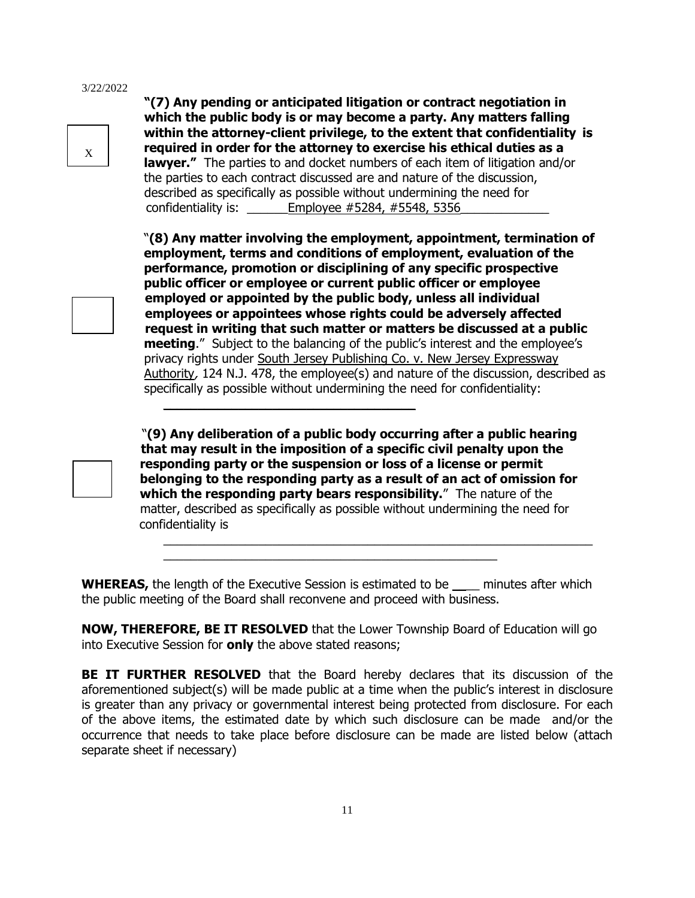3/22/2022

[X] **"(7) Any pending or anticipated litigation or contract negotiation in which the public body is or may become a party. Any matters falling within the attorney-client privilege, to the extent that confidentiality is required in order for the attorney to exercise his ethical duties as a lawyer."** The parties to and docket numbers of each item of litigation and/or the parties to each contract discussed are and nature of the discussion, described as specifically as possible without undermining the need for confidentiality is: ______Employee #5284, #5548, 5356_____________

[ ] "**(8) Any matter involving the employment, appointment, termination of employment, terms and conditions of employment, evaluation of the performance, promotion or disciplining of any specific prospective public officer or employee or current public officer or employee employed or appointed by the public body, unless all individual employees or appointees whose rights could be adversely affected request in writing that such matter or matters be discussed at a public meeting**." Subject to the balancing of the public's interest and the employee's privacy rights under South Jersey Publishing Co. v. New Jersey Expressway Authority, 124 N.J. 478, the employee(s) and nature of the discussion, described as specifically as possible without undermining the need for confidentiality:

___________________________________

[ ] "**(9) Any deliberation of a public body occurring after a public hearing that may result in the imposition of a specific civil penalty upon the responding party or the suspension or loss of a license or permit belonging to the responding party as a result of an act of omission for which the responding party bears responsibility.**" The nature of the matter, described as specifically as possible without undermining the need for confidentiality is

_________________________________________________________________
___________________________________________________

**WHEREAS,** the length of the Executive Session is estimated to be ____ minutes after which the public meeting of the Board shall reconvene and proceed with business.

**NOW, THEREFORE, BE IT RESOLVED** that the Lower Township Board of Education will go into Executive Session for **only** the above stated reasons;

**BE IT FURTHER RESOLVED** that the Board hereby declares that its discussion of the aforementioned subject(s) will be made public at a time when the public's interest in disclosure is greater than any privacy or governmental interest being protected from disclosure. For each of the above items, the estimated date by which such disclosure can be made and/or the occurrence that needs to take place before disclosure can be made are listed below (attach separate sheet if necessary)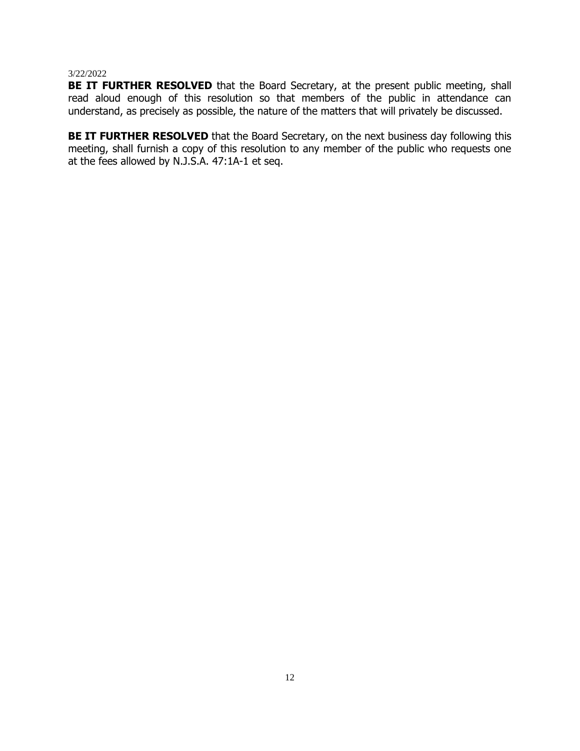3/22/2022

**BE IT FURTHER RESOLVED** that the Board Secretary, at the present public meeting, shall read aloud enough of this resolution so that members of the public in attendance can understand, as precisely as possible, the nature of the matters that will privately be discussed.

**BE IT FURTHER RESOLVED** that the Board Secretary, on the next business day following this meeting, shall furnish a copy of this resolution to any member of the public who requests one at the fees allowed by N.J.S.A. 47:1A-1 et seq.